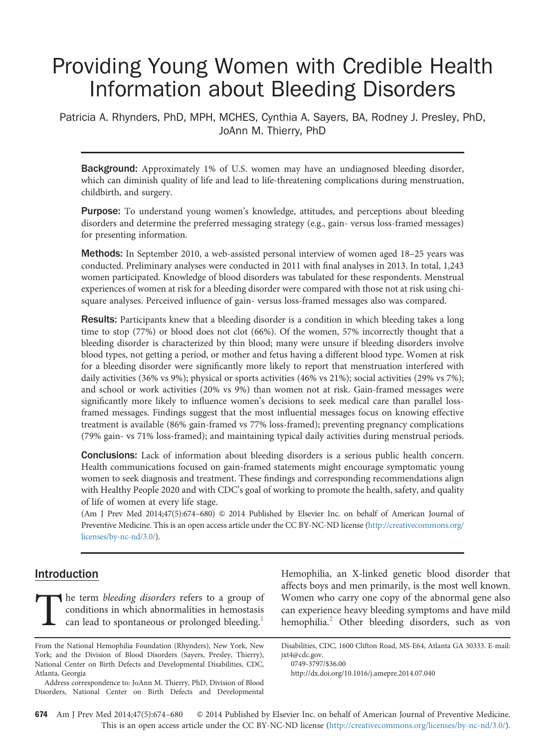# Providing Young Women with Credible Health Information about Bleeding Disorders

Patricia A. Rhynders, PhD, MPH, MCHES, Cynthia A. Sayers, BA, Rodney J. Presley, PhD, JoAnn M. Thierry, PhD

**Background:** Approximately 1% of U.S. women may have an undiagnosed bleeding disorder, which can diminish quality of life and lead to life-threatening complications during menstruation, childbirth, and surgery.

**Purpose:** To understand young women's knowledge, attitudes, and perceptions about bleeding disorders and determine the preferred messaging strategy (e.g., gain- versus loss-framed messages) for presenting information.

**Methods:** In September 2010, a web-assisted personal interview of women aged 18–25 years was conducted. Preliminary analyses were conducted in 2011 with final analyses in 2013. In total, 1,243 women participated. Knowledge of blood disorders was tabulated for these respondents. Menstrual experiences of women at risk for a bleeding disorder were compared with those not at risk using chi-square analyses. Perceived influence of gain- versus loss-framed messages also was compared.

**Results:** Participants knew that a bleeding disorder is a condition in which bleeding takes a long time to stop (77%) or blood does not clot (66%). Of the women, 57% incorrectly thought that a bleeding disorder is characterized by thin blood; many were unsure if bleeding disorders involve blood types, not getting a period, or mother and fetus having a different blood type. Women at risk for a bleeding disorder were significantly more likely to report that menstruation interfered with daily activities (36% vs 9%); physical or sports activities (46% vs 21%); social activities (29% vs 7%); and school or work activities (20% vs 9%) than women not at risk. Gain-framed messages were significantly more likely to influence women's decisions to seek medical care than parallel loss-framed messages. Findings suggest that the most influential messages focus on knowing effective treatment is available (86% gain-framed vs 77% loss-framed); preventing pregnancy complications (79% gain- vs 71% loss-framed); and maintaining typical daily activities during menstrual periods.

**Conclusions:** Lack of information about bleeding disorders is a serious public health concern. Health communications focused on gain-framed statements might encourage symptomatic young women to seek diagnosis and treatment. These findings and corresponding recommendations align with Healthy People 2020 and with CDC's goal of working to promote the health, safety, and quality of life of women at every life stage.

(Am J Prev Med 2014;47(5):674–680) © 2014 Published by Elsevier Inc. on behalf of American Journal of Preventive Medicine. This is an open access article under the CC BY-NC-ND license (http://creativecommons.org/licenses/by-nc-nd/3.0/).

## Introduction

The term *bleeding disorders* refers to a group of conditions in which abnormalities in hemostasis can lead to spontaneous or prolonged bleeding.[1] Hemophilia, an X-linked genetic blood disorder that affects boys and men primarily, is the most well known. Women who carry one copy of the abnormal gene also can experience heavy bleeding symptoms and have mild hemophilia.[2] Other bleeding disorders, such as von

From the National Hemophilia Foundation (Rhynders), New York, New York; and the Division of Blood Disorders (Sayers, Presley, Thierry), National Center on Birth Defects and Developmental Disabilities, CDC, Atlanta, Georgia

Address correspondence to: JoAnn M. Thierry, PhD, Division of Blood Disorders, National Center on Birth Defects and Developmental Disabilities, CDC, 1600 Clifton Road, MS-E64, Atlanta GA 30333. E-mail: jxt4@cdc.gov.

0749-3797/$36.00

http://dx.doi.org/10.1016/j.amepre.2014.07.040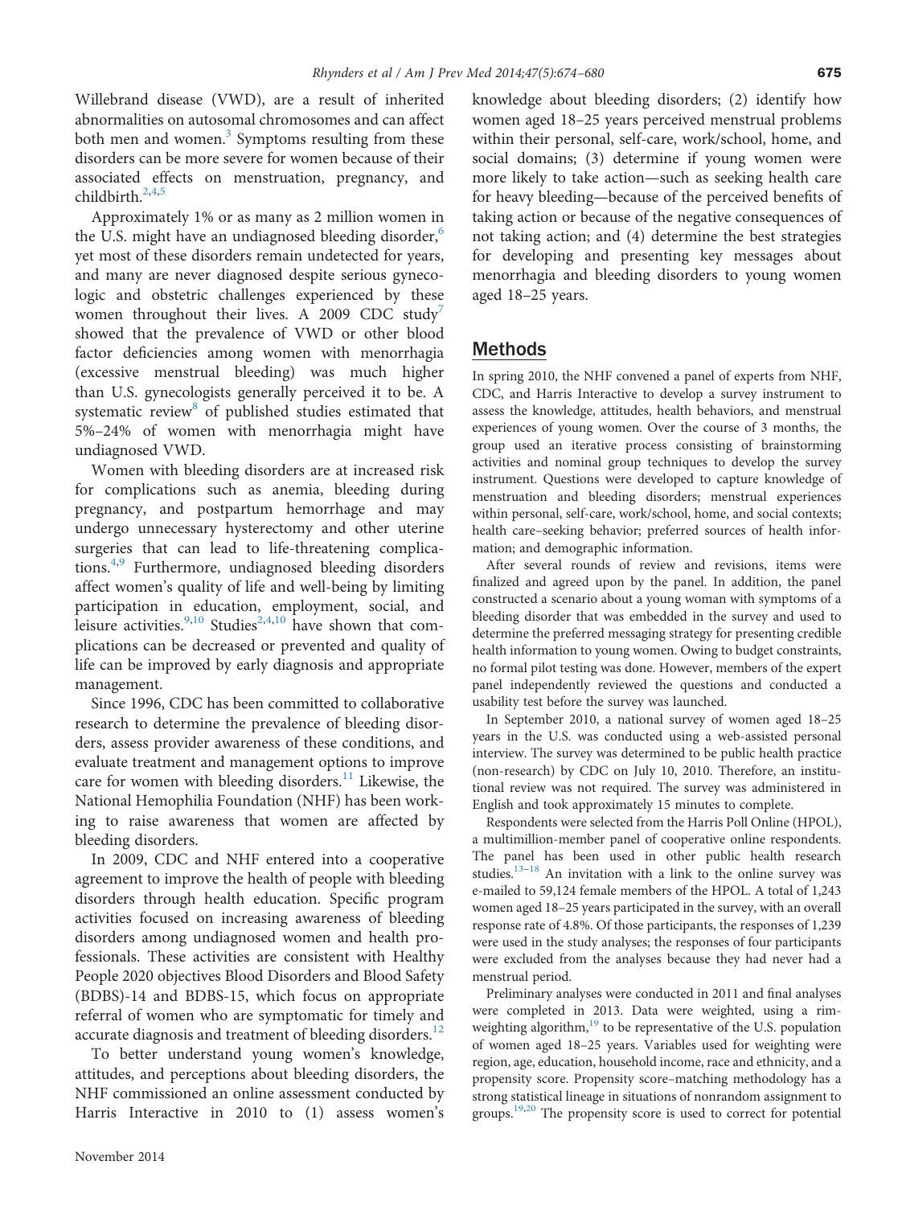Willebrand disease (VWD), are a result of inherited abnormalities on autosomal chromosomes and can affect both men and women.[3] Symptoms resulting from these disorders can be more severe for women because of their associated effects on menstruation, pregnancy, and childbirth.[2,4,5]

Approximately 1% or as many as 2 million women in the U.S. might have an undiagnosed bleeding disorder,[6] yet most of these disorders remain undetected for years, and many are never diagnosed despite serious gynecologic and obstetric challenges experienced by these women throughout their lives. A 2009 CDC study[7] showed that the prevalence of VWD or other blood factor deficiencies among women with menorrhagia (excessive menstrual bleeding) was much higher than U.S. gynecologists generally perceived it to be. A systematic review[8] of published studies estimated that 5%–24% of women with menorrhagia might have undiagnosed VWD.

Women with bleeding disorders are at increased risk for complications such as anemia, bleeding during pregnancy, and postpartum hemorrhage and may undergo unnecessary hysterectomy and other uterine surgeries that can lead to life-threatening complications.[4,9] Furthermore, undiagnosed bleeding disorders affect women's quality of life and well-being by limiting participation in education, employment, social, and leisure activities.[9,10] Studies[2,4,10] have shown that complications can be decreased or prevented and quality of life can be improved by early diagnosis and appropriate management.

Since 1996, CDC has been committed to collaborative research to determine the prevalence of bleeding disorders, assess provider awareness of these conditions, and evaluate treatment and management options to improve care for women with bleeding disorders.[11] Likewise, the National Hemophilia Foundation (NHF) has been working to raise awareness that women are affected by bleeding disorders.

In 2009, CDC and NHF entered into a cooperative agreement to improve the health of people with bleeding disorders through health education. Specific program activities focused on increasing awareness of bleeding disorders among undiagnosed women and health professionals. These activities are consistent with Healthy People 2020 objectives Blood Disorders and Blood Safety (BDBS)-14 and BDBS-15, which focus on appropriate referral of women who are symptomatic for timely and accurate diagnosis and treatment of bleeding disorders.[12]

To better understand young women's knowledge, attitudes, and perceptions about bleeding disorders, the NHF commissioned an online assessment conducted by Harris Interactive in 2010 to (1) assess women's knowledge about bleeding disorders; (2) identify how women aged 18–25 years perceived menstrual problems within their personal, self-care, work/school, home, and social domains; (3) determine if young women were more likely to take action—such as seeking health care for heavy bleeding—because of the perceived benefits of taking action or because of the negative consequences of not taking action; and (4) determine the best strategies for developing and presenting key messages about menorrhagia and bleeding disorders to young women aged 18–25 years.

## Methods

In spring 2010, the NHF convened a panel of experts from NHF, CDC, and Harris Interactive to develop a survey instrument to assess the knowledge, attitudes, health behaviors, and menstrual experiences of young women. Over the course of 3 months, the group used an iterative process consisting of brainstorming activities and nominal group techniques to develop the survey instrument. Questions were developed to capture knowledge of menstruation and bleeding disorders; menstrual experiences within personal, self-care, work/school, home, and social contexts; health care–seeking behavior; preferred sources of health information; and demographic information.

After several rounds of review and revisions, items were finalized and agreed upon by the panel. In addition, the panel constructed a scenario about a young woman with symptoms of a bleeding disorder that was embedded in the survey and used to determine the preferred messaging strategy for presenting credible health information to young women. Owing to budget constraints, no formal pilot testing was done. However, members of the expert panel independently reviewed the questions and conducted a usability test before the survey was launched.

In September 2010, a national survey of women aged 18–25 years in the U.S. was conducted using a web-assisted personal interview. The survey was determined to be public health practice (non-research) by CDC on July 10, 2010. Therefore, an institutional review was not required. The survey was administered in English and took approximately 15 minutes to complete.

Respondents were selected from the Harris Poll Online (HPOL), a multimillion-member panel of cooperative online respondents. The panel has been used in other public health research studies.[13–18] An invitation with a link to the online survey was e-mailed to 59,124 female members of the HPOL. A total of 1,243 women aged 18–25 years participated in the survey, with an overall response rate of 4.8%. Of those participants, the responses of 1,239 were used in the study analyses; the responses of four participants were excluded from the analyses because they had never had a menstrual period.

Preliminary analyses were conducted in 2011 and final analyses were completed in 2013. Data were weighted, using a rim-weighting algorithm,[19] to be representative of the U.S. population of women aged 18–25 years. Variables used for weighting were region, age, education, household income, race and ethnicity, and a propensity score. Propensity score–matching methodology has a strong statistical lineage in situations of nonrandom assignment to groups.[19,20] The propensity score is used to correct for potential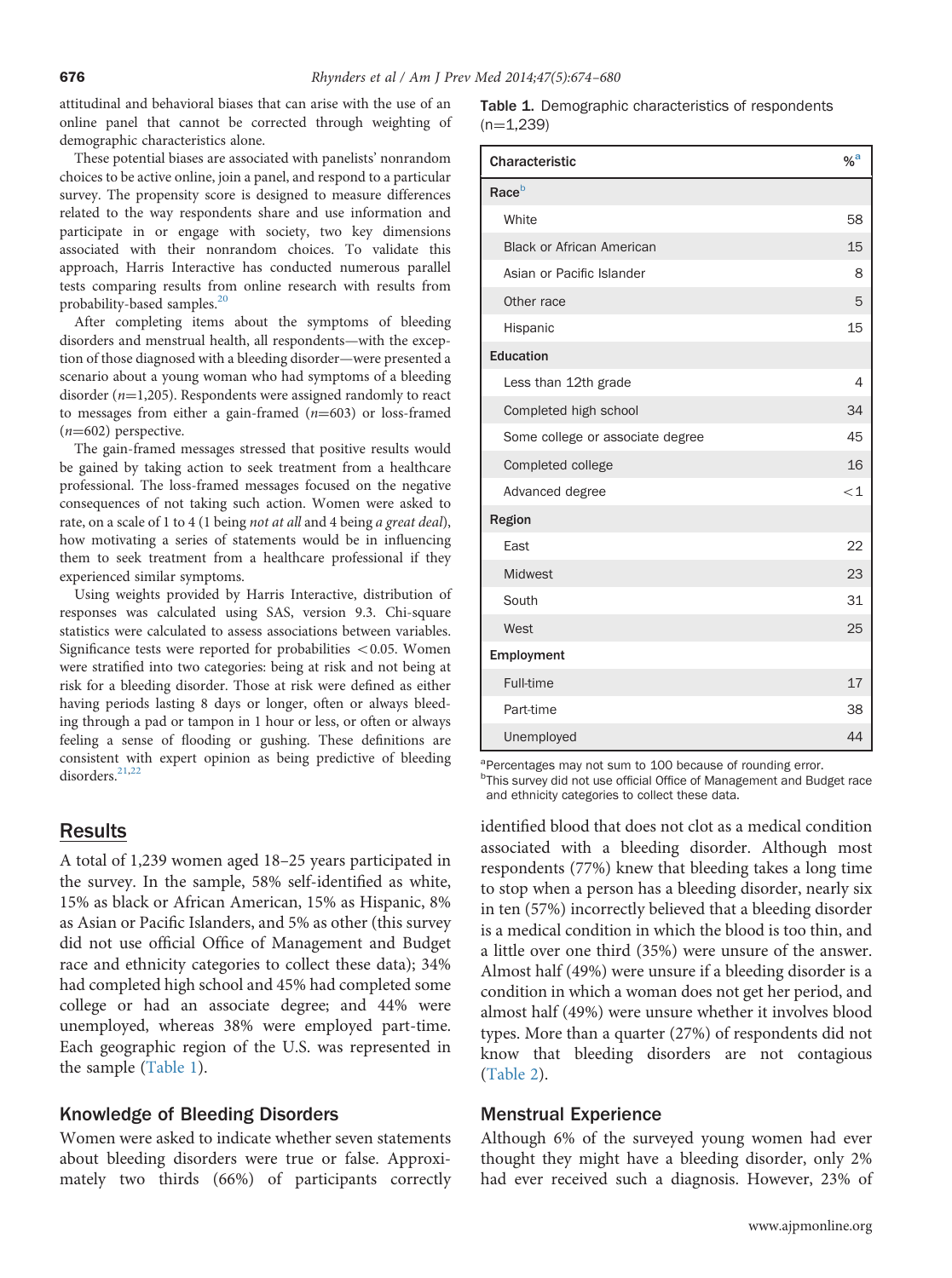attitudinal and behavioral biases that can arise with the use of an online panel that cannot be corrected through weighting of demographic characteristics alone.

These potential biases are associated with panelists' nonrandom choices to be active online, join a panel, and respond to a particular survey. The propensity score is designed to measure differences related to the way respondents share and use information and participate in or engage with society, two key dimensions associated with their nonrandom choices. To validate this approach, Harris Interactive has conducted numerous parallel tests comparing results from online research with results from probability-based samples.[20]

After completing items about the symptoms of bleeding disorders and menstrual health, all respondents—with the exception of those diagnosed with a bleeding disorder—were presented a scenario about a young woman who had symptoms of a bleeding disorder (*n*=1,205). Respondents were assigned randomly to react to messages from either a gain-framed (*n*=603) or loss-framed (*n*=602) perspective.

The gain-framed messages stressed that positive results would be gained by taking action to seek treatment from a healthcare professional. The loss-framed messages focused on the negative consequences of not taking such action. Women were asked to rate, on a scale of 1 to 4 (1 being *not at all* and 4 being *a great deal*), how motivating a series of statements would be in influencing them to seek treatment from a healthcare professional if they experienced similar symptoms.

Using weights provided by Harris Interactive, distribution of responses was calculated using SAS, version 9.3. Chi-square statistics were calculated to assess associations between variables. Significance tests were reported for probabilities $<0.05$. Women were stratified into two categories: being at risk and not being at risk for a bleeding disorder. Those at risk were defined as either having periods lasting 8 days or longer, often or always bleeding through a pad or tampon in 1 hour or less, or often or always feeling a sense of flooding or gushing. These definitions are consistent with expert opinion as being predictive of bleeding disorders.[21,22]

## Results

A total of 1,239 women aged 18–25 years participated in the survey. In the sample, 58% self-identified as white, 15% as black or African American, 15% as Hispanic, 8% as Asian or Pacific Islanders, and 5% as other (this survey did not use official Office of Management and Budget race and ethnicity categories to collect these data); 34% had completed high school and 45% had completed some college or had an associate degree; and 44% were unemployed, whereas 38% were employed part-time. Each geographic region of the U.S. was represented in the sample (Table 1).

**Table 1.** Demographic characteristics of respondents (n=1,239)

| Characteristic | %[a] |
|---|---|
| **Race**[b] | |
| White | 58 |
| Black or African American | 15 |
| Asian or Pacific Islander | 8 |
| Other race | 5 |
| Hispanic | 15 |
| **Education** | |
| Less than 12th grade | 4 |
| Completed high school | 34 |
| Some college or associate degree | 45 |
| Completed college | 16 |
| Advanced degree | <1 |
| **Region** | |
| East | 22 |
| Midwest | 23 |
| South | 31 |
| West | 25 |
| **Employment** | |
| Full-time | 17 |
| Part-time | 38 |
| Unemployed | 44 |

[a]Percentages may not sum to 100 because of rounding error.
[b]This survey did not use official Office of Management and Budget race and ethnicity categories to collect these data.

### Knowledge of Bleeding Disorders

Women were asked to indicate whether seven statements about bleeding disorders were true or false. Approximately two thirds (66%) of participants correctly identified blood that does not clot as a medical condition associated with a bleeding disorder. Although most respondents (77%) knew that bleeding takes a long time to stop when a person has a bleeding disorder, nearly six in ten (57%) incorrectly believed that a bleeding disorder is a medical condition in which the blood is too thin, and a little over one third (35%) were unsure of the answer. Almost half (49%) were unsure if a bleeding disorder is a condition in which a woman does not get her period, and almost half (49%) were unsure whether it involves blood types. More than a quarter (27%) of respondents did not know that bleeding disorders are not contagious (Table 2).

### Menstrual Experience

Although 6% of the surveyed young women had ever thought they might have a bleeding disorder, only 2% had ever received such a diagnosis. However, 23% of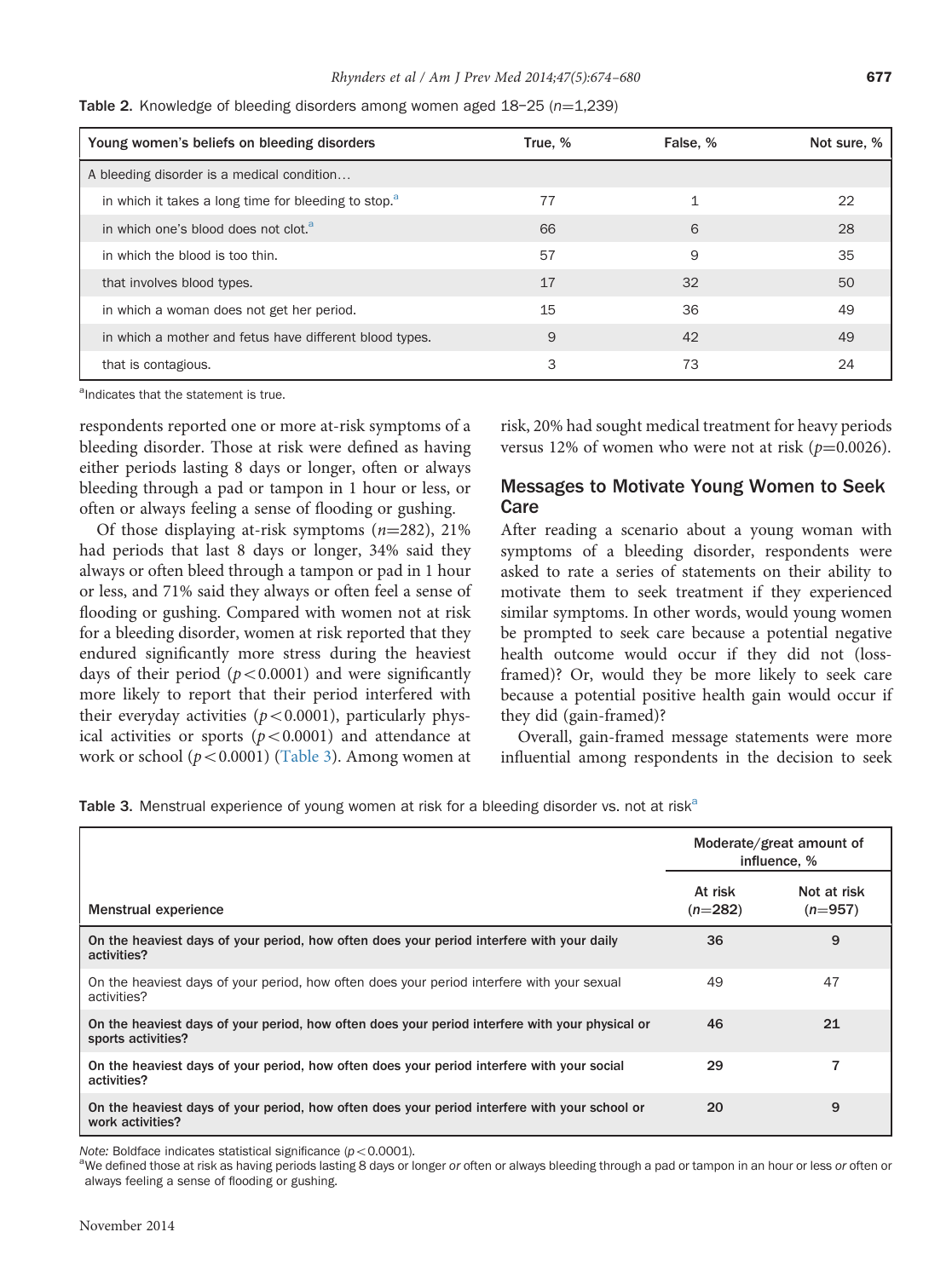Table 2. Knowledge of bleeding disorders among women aged 18–25 ($n$=1,239)

| Young women's beliefs on bleeding disorders | True, % | False, % | Not sure, % |
|---|---|---|---|
| A bleeding disorder is a medical condition… | | | |
| in which it takes a long time for bleeding to stop.[a] | 77 | 1 | 22 |
| in which one's blood does not clot.[a] | 66 | 6 | 28 |
| in which the blood is too thin. | 57 | 9 | 35 |
| that involves blood types. | 17 | 32 | 50 |
| in which a woman does not get her period. | 15 | 36 | 49 |
| in which a mother and fetus have different blood types. | 9 | 42 | 49 |
| that is contagious. | 3 | 73 | 24 |

[a]Indicates that the statement is true.

respondents reported one or more at-risk symptoms of a bleeding disorder. Those at risk were defined as having either periods lasting 8 days or longer, often or always bleeding through a pad or tampon in 1 hour or less, or often or always feeling a sense of flooding or gushing.

Of those displaying at-risk symptoms ($n$=282), 21% had periods that last 8 days or longer, 34% said they always or often bleed through a tampon or pad in 1 hour or less, and 71% said they always or often feel a sense of flooding or gushing. Compared with women not at risk for a bleeding disorder, women at risk reported that they endured significantly more stress during the heaviest days of their period ($p<0.0001$) and were significantly more likely to report that their period interfered with their everyday activities ($p<0.0001$), particularly physical activities or sports ($p<0.0001$) and attendance at work or school ($p<0.0001$) (Table 3). Among women at risk, 20% had sought medical treatment for heavy periods versus 12% of women who were not at risk ($p$=0.0026).

## Messages to Motivate Young Women to Seek Care

After reading a scenario about a young woman with symptoms of a bleeding disorder, respondents were asked to rate a series of statements on their ability to motivate them to seek treatment if they experienced similar symptoms. In other words, would young women be prompted to seek care because a potential negative health outcome would occur if they did not (loss-framed)? Or, would they be more likely to seek care because a potential positive health gain would occur if they did (gain-framed)?

Overall, gain-framed message statements were more influential among respondents in the decision to seek

Table 3. Menstrual experience of young women at risk for a bleeding disorder vs. not at risk[a]

| | Moderate/great amount of influence, % | |
|---|---|---|
| Menstrual experience | At risk ($n$=282) | Not at risk ($n$=957) |
| **On the heaviest days of your period, how often does your period interfere with your daily activities?** | **36** | **9** |
| On the heaviest days of your period, how often does your period interfere with your sexual activities? | 49 | 47 |
| **On the heaviest days of your period, how often does your period interfere with your physical or sports activities?** | **46** | **21** |
| **On the heaviest days of your period, how often does your period interfere with your social activities?** | **29** | **7** |
| **On the heaviest days of your period, how often does your period interfere with your school or work activities?** | **20** | **9** |

*Note:* Boldface indicates statistical significance ($p<0.0001$).
[a]We defined those at risk as having periods lasting 8 days or longer *or* often or always bleeding through a pad or tampon in an hour or less *or* often or always feeling a sense of flooding or gushing.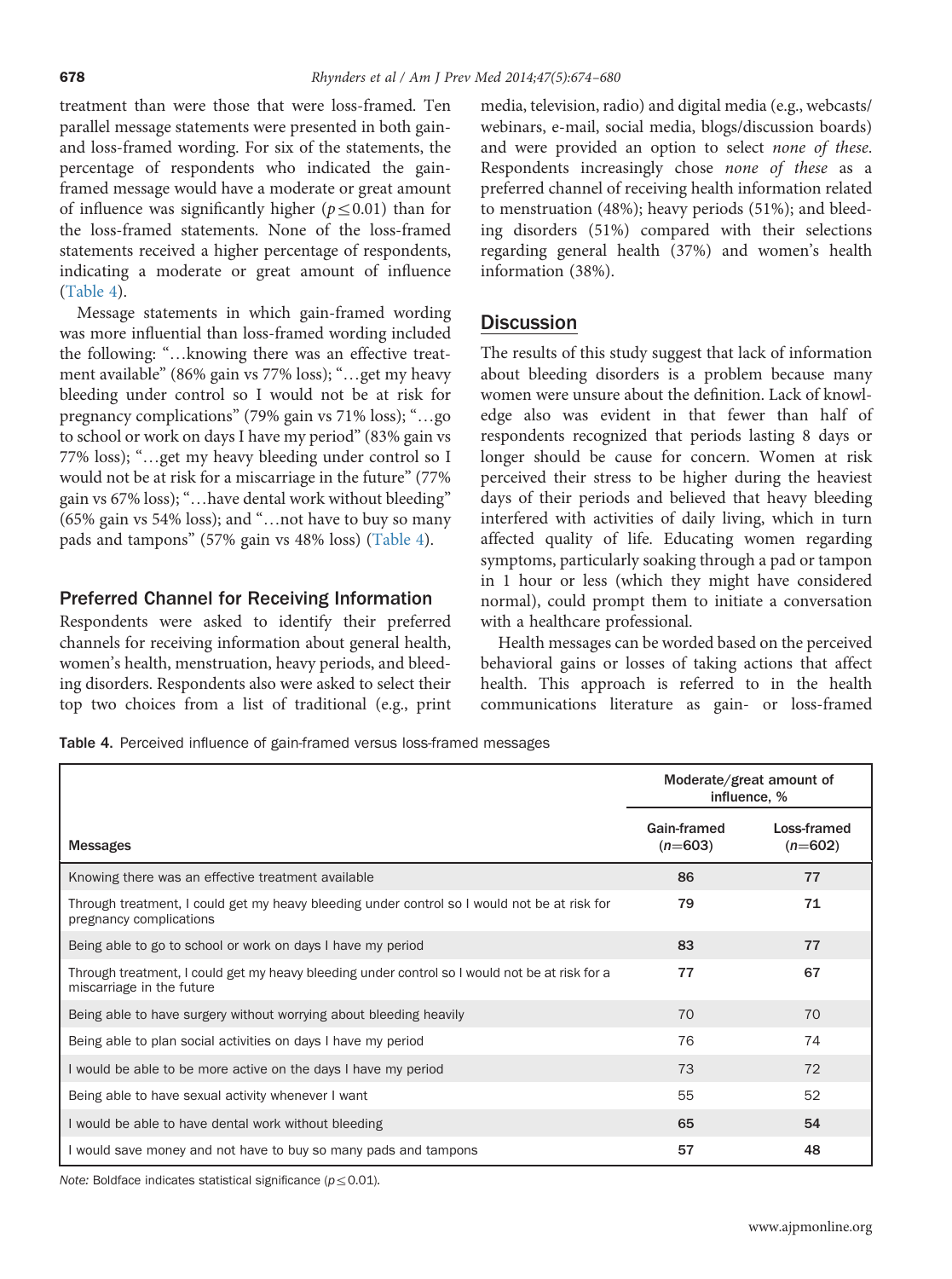treatment than were those that were loss-framed. Ten parallel message statements were presented in both gain- and loss-framed wording. For six of the statements, the percentage of respondents who indicated the gain-framed message would have a moderate or great amount of influence was significantly higher ($p \leq 0.01$) than for the loss-framed statements. None of the loss-framed statements received a higher percentage of respondents, indicating a moderate or great amount of influence (Table 4).

Message statements in which gain-framed wording was more influential than loss-framed wording included the following: "…knowing there was an effective treatment available" (86% gain vs 77% loss); "…get my heavy bleeding under control so I would not be at risk for pregnancy complications" (79% gain vs 71% loss); "…go to school or work on days I have my period" (83% gain vs 77% loss); "…get my heavy bleeding under control so I would not be at risk for a miscarriage in the future" (77% gain vs 67% loss); "…have dental work without bleeding" (65% gain vs 54% loss); and "…not have to buy so many pads and tampons" (57% gain vs 48% loss) (Table 4).

### Preferred Channel for Receiving Information

Respondents were asked to identify their preferred channels for receiving information about general health, women's health, menstruation, heavy periods, and bleeding disorders. Respondents also were asked to select their top two choices from a list of traditional (e.g., print media, television, radio) and digital media (e.g., webcasts/webinars, e-mail, social media, blogs/discussion boards) and were provided an option to select *none of these*. Respondents increasingly chose *none of these* as a preferred channel of receiving health information related to menstruation (48%); heavy periods (51%); and bleeding disorders (51%) compared with their selections regarding general health (37%) and women's health information (38%).

## Discussion

The results of this study suggest that lack of information about bleeding disorders is a problem because many women were unsure about the definition. Lack of knowledge also was evident in that fewer than half of respondents recognized that periods lasting 8 days or longer should be cause for concern. Women at risk perceived their stress to be higher during the heaviest days of their periods and believed that heavy bleeding interfered with activities of daily living, which in turn affected quality of life. Educating women regarding symptoms, particularly soaking through a pad or tampon in 1 hour or less (which they might have considered normal), could prompt them to initiate a conversation with a healthcare professional.

Health messages can be worded based on the perceived behavioral gains or losses of taking actions that affect health. This approach is referred to in the health communications literature as gain- or loss-framed

Table 4. Perceived influence of gain-framed versus loss-framed messages

| Messages | Moderate/great amount of influence, % | |
|---|---|---|
| | Gain-framed ($n$=603) | Loss-framed ($n$=602) |
| Knowing there was an effective treatment available | **86** | **77** |
| Through treatment, I could get my heavy bleeding under control so I would not be at risk for pregnancy complications | **79** | **71** |
| Being able to go to school or work on days I have my period | **83** | **77** |
| Through treatment, I could get my heavy bleeding under control so I would not be at risk for a miscarriage in the future | **77** | **67** |
| Being able to have surgery without worrying about bleeding heavily | 70 | 70 |
| Being able to plan social activities on days I have my period | 76 | 74 |
| I would be able to be more active on the days I have my period | 73 | 72 |
| Being able to have sexual activity whenever I want | 55 | 52 |
| I would be able to have dental work without bleeding | **65** | **54** |
| I would save money and not have to buy so many pads and tampons | **57** | **48** |

*Note:* Boldface indicates statistical significance ($p \leq 0.01$).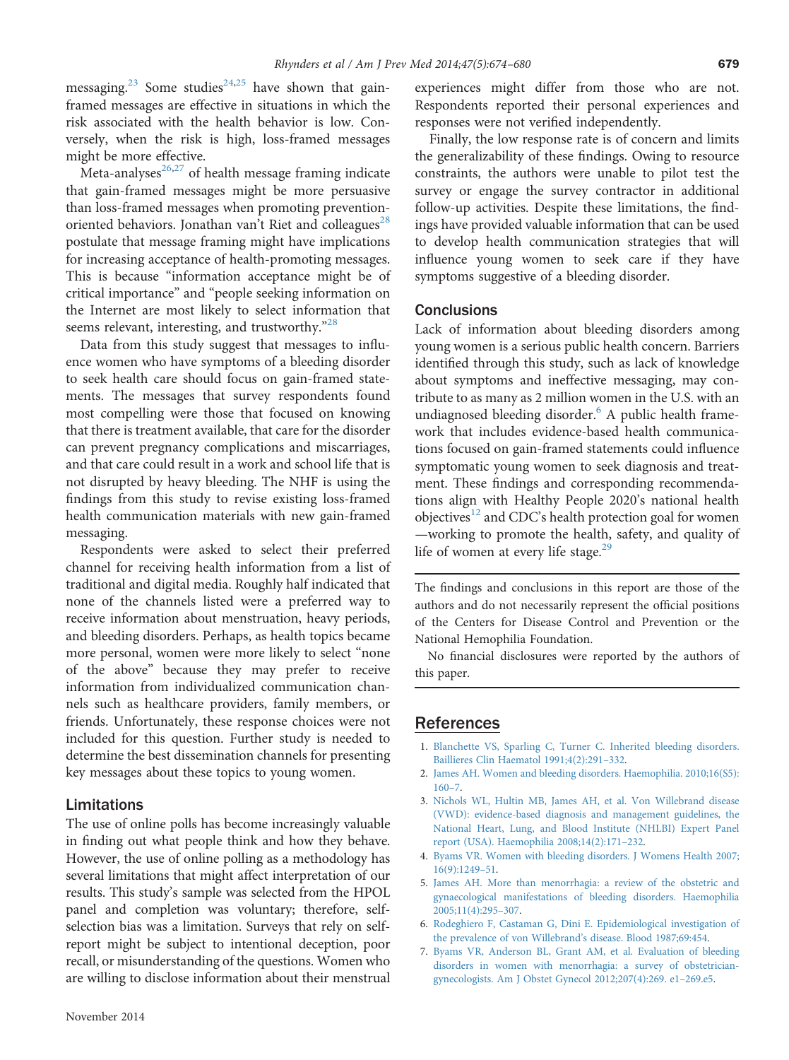messaging.[23] Some studies[24,25] have shown that gain-framed messages are effective in situations in which the risk associated with the health behavior is low. Conversely, when the risk is high, loss-framed messages might be more effective.

Meta-analyses[26,27] of health message framing indicate that gain-framed messages might be more persuasive than loss-framed messages when promoting prevention-oriented behaviors. Jonathan van't Riet and colleagues[28] postulate that message framing might have implications for increasing acceptance of health-promoting messages. This is because "information acceptance might be of critical importance" and "people seeking information on the Internet are most likely to select information that seems relevant, interesting, and trustworthy."[28]

Data from this study suggest that messages to influence women who have symptoms of a bleeding disorder to seek health care should focus on gain-framed statements. The messages that survey respondents found most compelling were those that focused on knowing that there is treatment available, that care for the disorder can prevent pregnancy complications and miscarriages, and that care could result in a work and school life that is not disrupted by heavy bleeding. The NHF is using the findings from this study to revise existing loss-framed health communication materials with new gain-framed messaging.

Respondents were asked to select their preferred channel for receiving health information from a list of traditional and digital media. Roughly half indicated that none of the channels listed were a preferred way to receive information about menstruation, heavy periods, and bleeding disorders. Perhaps, as health topics became more personal, women were more likely to select "none of the above" because they may prefer to receive information from individualized communication channels such as healthcare providers, family members, or friends. Unfortunately, these response choices were not included for this question. Further study is needed to determine the best dissemination channels for presenting key messages about these topics to young women.

## Limitations

The use of online polls has become increasingly valuable in finding out what people think and how they behave. However, the use of online polling as a methodology has several limitations that might affect interpretation of our results. This study's sample was selected from the HPOL panel and completion was voluntary; therefore, self-selection bias was a limitation. Surveys that rely on self-report might be subject to intentional deception, poor recall, or misunderstanding of the questions. Women who are willing to disclose information about their menstrual experiences might differ from those who are not. Respondents reported their personal experiences and responses were not verified independently.

Finally, the low response rate is of concern and limits the generalizability of these findings. Owing to resource constraints, the authors were unable to pilot test the survey or engage the survey contractor in additional follow-up activities. Despite these limitations, the findings have provided valuable information that can be used to develop health communication strategies that will influence young women to seek care if they have symptoms suggestive of a bleeding disorder.

## Conclusions

Lack of information about bleeding disorders among young women is a serious public health concern. Barriers identified through this study, such as lack of knowledge about symptoms and ineffective messaging, may contribute to as many as 2 million women in the U.S. with an undiagnosed bleeding disorder.[6] A public health framework that includes evidence-based health communications focused on gain-framed statements could influence symptomatic young women to seek diagnosis and treatment. These findings and corresponding recommendations align with Healthy People 2020's national health objectives[12] and CDC's health protection goal for women —working to promote the health, safety, and quality of life of women at every life stage.[29]

The findings and conclusions in this report are those of the authors and do not necessarily represent the official positions of the Centers for Disease Control and Prevention or the National Hemophilia Foundation.

No financial disclosures were reported by the authors of this paper.

## References

1. Blanchette VS, Sparling C, Turner C. Inherited bleeding disorders. Baillieres Clin Haematol 1991;4(2):291–332.
2. James AH. Women and bleeding disorders. Haemophilia. 2010;16(S5): 160–7.
3. Nichols WL, Hultin MB, James AH, et al. Von Willebrand disease (VWD): evidence-based diagnosis and management guidelines, the National Heart, Lung, and Blood Institute (NHLBI) Expert Panel report (USA). Haemophilia 2008;14(2):171–232.
4. Byams VR. Women with bleeding disorders. J Womens Health 2007; 16(9):1249–51.
5. James AH. More than menorrhagia: a review of the obstetric and gynaecological manifestations of bleeding disorders. Haemophilia 2005;11(4):295–307.
6. Rodeghiero F, Castaman G, Dini E. Epidemiological investigation of the prevalence of von Willebrand's disease. Blood 1987;69:454.
7. Byams VR, Anderson BL, Grant AM, et al. Evaluation of bleeding disorders in women with menorrhagia: a survey of obstetrician-gynecologists. Am J Obstet Gynecol 2012;207(4):269. e1–269.e5.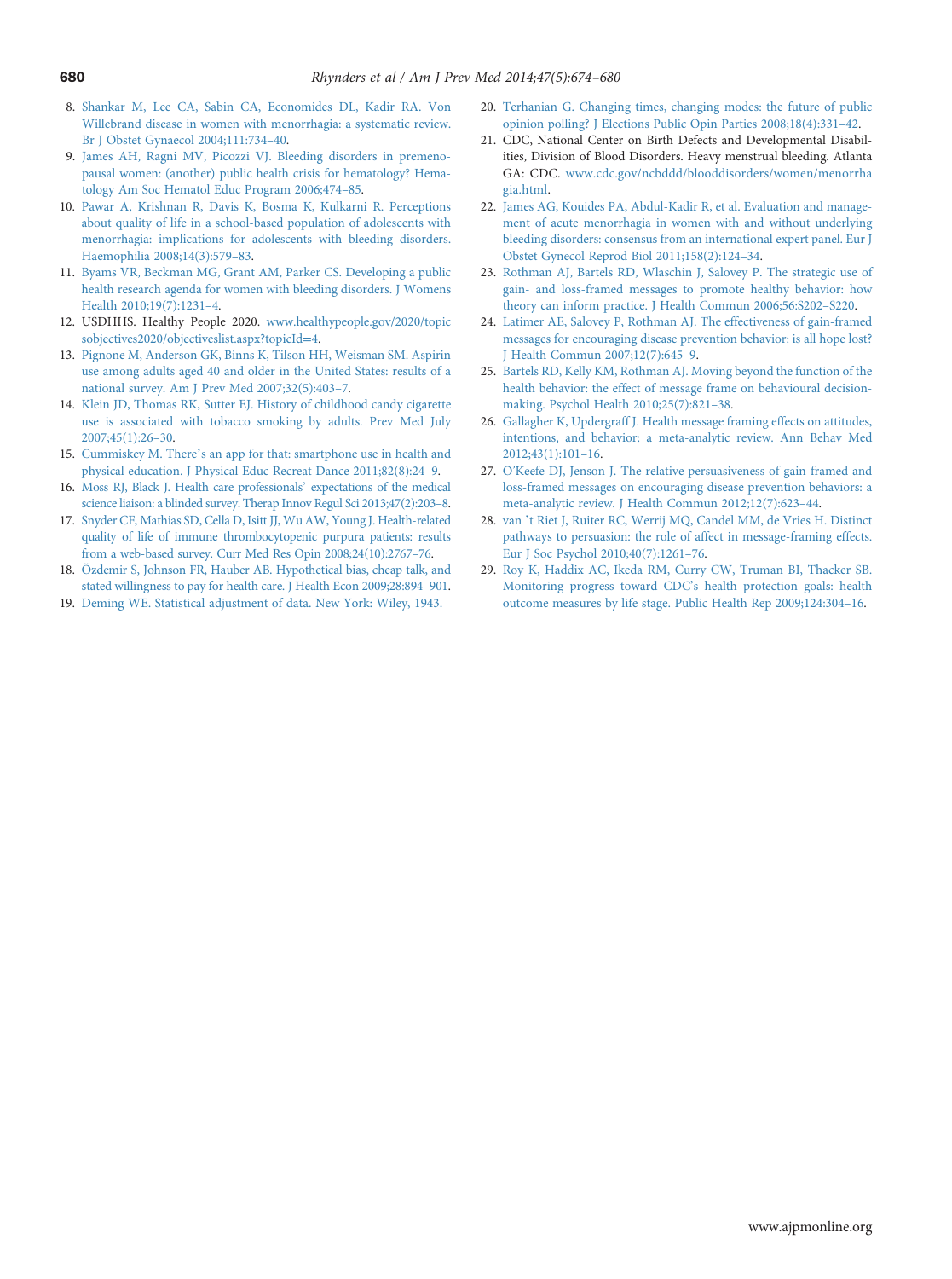8. Shankar M, Lee CA, Sabin CA, Economides DL, Kadir RA. Von Willebrand disease in women with menorrhagia: a systematic review. Br J Obstet Gynaecol 2004;111:734–40.
9. James AH, Ragni MV, Picozzi VJ. Bleeding disorders in premenopausal women: (another) public health crisis for hematology? Hematology Am Soc Hematol Educ Program 2006;474–85.
10. Pawar A, Krishnan R, Davis K, Bosma K, Kulkarni R. Perceptions about quality of life in a school-based population of adolescents with menorrhagia: implications for adolescents with bleeding disorders. Haemophilia 2008;14(3):579–83.
11. Byams VR, Beckman MG, Grant AM, Parker CS. Developing a public health research agenda for women with bleeding disorders. J Womens Health 2010;19(7):1231–4.
12. USDHHS. Healthy People 2020. www.healthypeople.gov/2020/topicsobjectives2020/objectiveslist.aspx?topicId=4.
13. Pignone M, Anderson GK, Binns K, Tilson HH, Weisman SM. Aspirin use among adults aged 40 and older in the United States: results of a national survey. Am J Prev Med 2007;32(5):403–7.
14. Klein JD, Thomas RK, Sutter EJ. History of childhood candy cigarette use is associated with tobacco smoking by adults. Prev Med July 2007;45(1):26–30.
15. Cummiskey M. There's an app for that: smartphone use in health and physical education. J Physical Educ Recreat Dance 2011;82(8):24–9.
16. Moss RJ, Black J. Health care professionals' expectations of the medical science liaison: a blinded survey. Therap Innov Regul Sci 2013;47(2):203–8.
17. Snyder CF, Mathias SD, Cella D, Isitt JJ, Wu AW, Young J. Health-related quality of life of immune thrombocytopenic purpura patients: results from a web-based survey. Curr Med Res Opin 2008;24(10):2767–76.
18. Özdemir S, Johnson FR, Hauber AB. Hypothetical bias, cheap talk, and stated willingness to pay for health care. J Health Econ 2009;28:894–901.
19. Deming WE. Statistical adjustment of data. New York: Wiley, 1943.
20. Terhanian G. Changing times, changing modes: the future of public opinion polling? J Elections Public Opin Parties 2008;18(4):331–42.
21. CDC, National Center on Birth Defects and Developmental Disabilities, Division of Blood Disorders. Heavy menstrual bleeding. Atlanta GA: CDC. www.cdc.gov/ncbddd/blooddisorders/women/menorrhagia.html.
22. James AG, Kouides PA, Abdul-Kadir R, et al. Evaluation and management of acute menorrhagia in women with and without underlying bleeding disorders: consensus from an international expert panel. Eur J Obstet Gynecol Reprod Biol 2011;158(2):124–34.
23. Rothman AJ, Bartels RD, Wlaschin J, Salovey P. The strategic use of gain- and loss-framed messages to promote healthy behavior: how theory can inform practice. J Health Commun 2006;56:S202–S220.
24. Latimer AE, Salovey P, Rothman AJ. The effectiveness of gain-framed messages for encouraging disease prevention behavior: is all hope lost? J Health Commun 2007;12(7):645–9.
25. Bartels RD, Kelly KM, Rothman AJ. Moving beyond the function of the health behavior: the effect of message frame on behavioural decision-making. Psychol Health 2010;25(7):821–38.
26. Gallagher K, Updergraff J. Health message framing effects on attitudes, intentions, and behavior: a meta-analytic review. Ann Behav Med 2012;43(1):101–16.
27. O'Keefe DJ, Jenson J. The relative persuasiveness of gain-framed and loss-framed messages on encouraging disease prevention behaviors: a meta-analytic review. J Health Commun 2012;12(7):623–44.
28. van 't Riet J, Ruiter RC, Werrij MQ, Candel MM, de Vries H. Distinct pathways to persuasion: the role of affect in message-framing effects. Eur J Soc Psychol 2010;40(7):1261–76.
29. Roy K, Haddix AC, Ikeda RM, Curry CW, Truman BI, Thacker SB. Monitoring progress toward CDC's health protection goals: health outcome measures by life stage. Public Health Rep 2009;124:304–16.